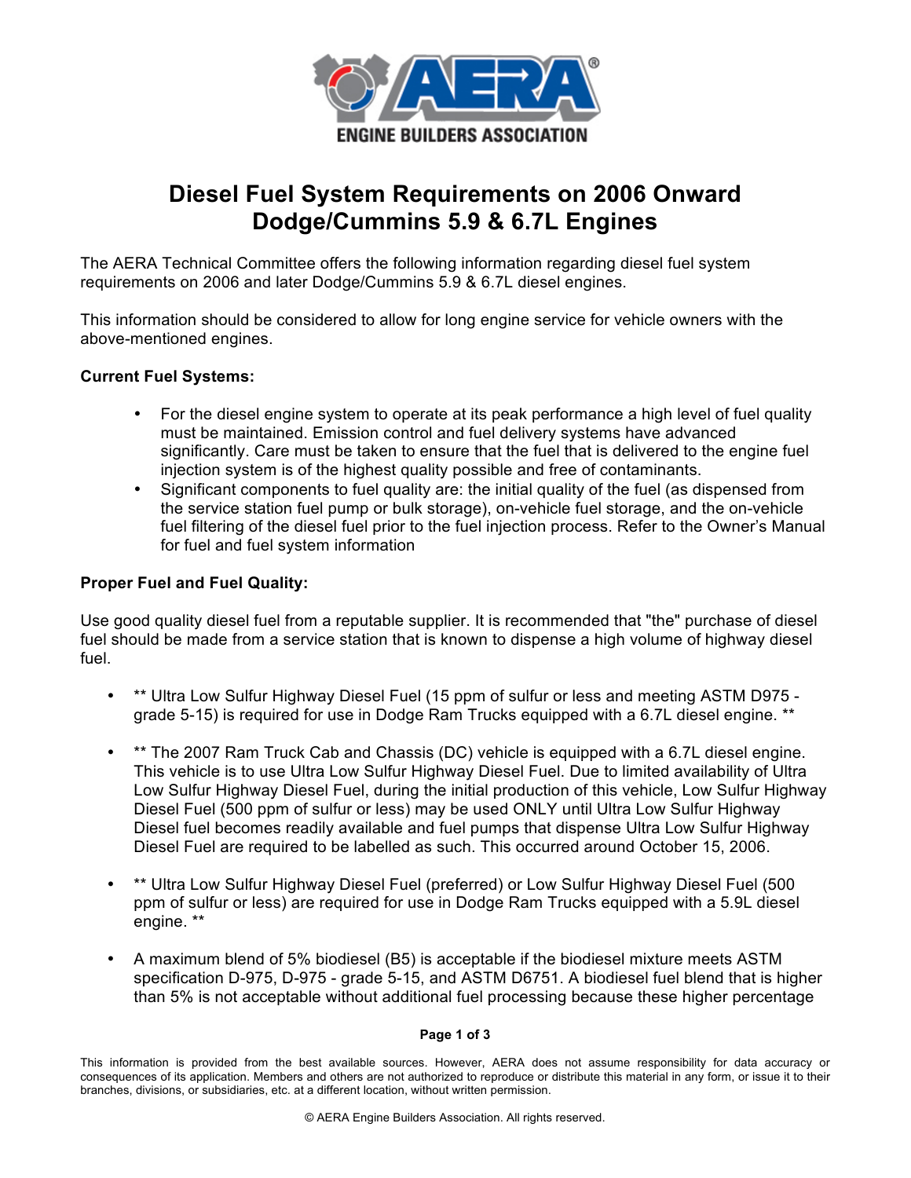# Diesel Fuel System Requirements on 2006 Onward Dodge/Cummins 5.9 & 6.7L Engines

The AERA Technical Committee offers the following information regarding diesel fuel system requirements on 2006 and later Dodge/Cummins 5.9 & 6.7L diesel engines.

This information should be considered to allow for long engine service for vehicle owners with the above-mentioned engines.

**Current Fuel Systems:**

- For the diesel engine system to operate at its peak performance a high level of fuel quality must be maintained. Emission control and fuel delivery systems have advanced significantly. Care must be taken to ensure that the fuel that is delivered to the engine fuel injection system is of the highest quality possible and free of contaminants.
- Significant components to fuel quality are: the initial quality of the fuel (as dispensed from the service station fuel pump or bulk storage), on-vehicle fuel storage, and the on-vehicle fuel filtering of the diesel fuel prior to the fuel injection process. Refer to the Owner's Manual for fuel and fuel system information

**Proper Fuel and Fuel Quality:**

Use good quality diesel fuel from a reputable supplier. It is recommended that "the" purchase of diesel fuel should be made from a service station that is known to dispense a high volume of highway diesel fuel.

- ** Ultra Low Sulfur Highway Diesel Fuel (15 ppm of sulfur or less and meeting ASTM D975 - grade 5-15) is required for use in Dodge Ram Trucks equipped with a 6.7L diesel engine. **

- ** The 2007 Ram Truck Cab and Chassis (DC) vehicle is equipped with a 6.7L diesel engine. This vehicle is to use Ultra Low Sulfur Highway Diesel Fuel. Due to limited availability of Ultra Low Sulfur Highway Diesel Fuel, during the initial production of this vehicle, Low Sulfur Highway Diesel Fuel (500 ppm of sulfur or less) may be used ONLY until Ultra Low Sulfur Highway Diesel fuel becomes readily available and fuel pumps that dispense Ultra Low Sulfur Highway Diesel Fuel are required to be labelled as such. This occurred around October 15, 2006.

- ** Ultra Low Sulfur Highway Diesel Fuel (preferred) or Low Sulfur Highway Diesel Fuel (500 ppm of sulfur or less) are required for use in Dodge Ram Trucks equipped with a 5.9L diesel engine. **

- A maximum blend of 5% biodiesel (B5) is acceptable if the biodiesel mixture meets ASTM specification D-975, D-975 - grade 5-15, and ASTM D6751. A biodiesel fuel blend that is higher than 5% is not acceptable without additional fuel processing because these higher percentage

This information is provided from the best available sources. However, AERA does not assume responsibility for data accuracy or consequences of its application. Members and others are not authorized to reproduce or distribute this material in any form, or issue it to their branches, divisions, or subsidiaries, etc. at a different location, without written permission.

© AERA Engine Builders Association. All rights reserved.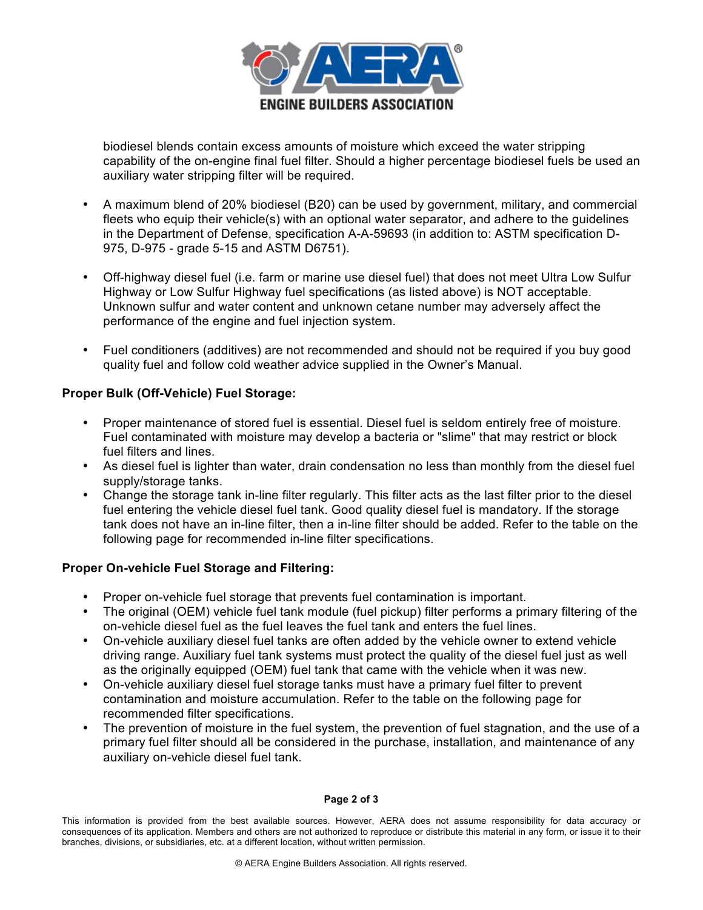biodiesel blends contain excess amounts of moisture which exceed the water stripping capability of the on-engine final fuel filter. Should a higher percentage biodiesel fuels be used an auxiliary water stripping filter will be required.

- A maximum blend of 20% biodiesel (B20) can be used by government, military, and commercial fleets who equip their vehicle(s) with an optional water separator, and adhere to the guidelines in the Department of Defense, specification A-A-59693 (in addition to: ASTM specification D-975, D-975 - grade 5-15 and ASTM D6751).

- Off-highway diesel fuel (i.e. farm or marine use diesel fuel) that does not meet Ultra Low Sulfur Highway or Low Sulfur Highway fuel specifications (as listed above) is NOT acceptable. Unknown sulfur and water content and unknown cetane number may adversely affect the performance of the engine and fuel injection system.

- Fuel conditioners (additives) are not recommended and should not be required if you buy good quality fuel and follow cold weather advice supplied in the Owner's Manual.

**Proper Bulk (Off-Vehicle) Fuel Storage:**

- Proper maintenance of stored fuel is essential. Diesel fuel is seldom entirely free of moisture. Fuel contaminated with moisture may develop a bacteria or "slime" that may restrict or block fuel filters and lines.
- As diesel fuel is lighter than water, drain condensation no less than monthly from the diesel fuel supply/storage tanks.
- Change the storage tank in-line filter regularly. This filter acts as the last filter prior to the diesel fuel entering the vehicle diesel fuel tank. Good quality diesel fuel is mandatory. If the storage tank does not have an in-line filter, then a in-line filter should be added. Refer to the table on the following page for recommended in-line filter specifications.

**Proper On-vehicle Fuel Storage and Filtering:**

- Proper on-vehicle fuel storage that prevents fuel contamination is important.
- The original (OEM) vehicle fuel tank module (fuel pickup) filter performs a primary filtering of the on-vehicle diesel fuel as the fuel leaves the fuel tank and enters the fuel lines.
- On-vehicle auxiliary diesel fuel tanks are often added by the vehicle owner to extend vehicle driving range. Auxiliary fuel tank systems must protect the quality of the diesel fuel just as well as the originally equipped (OEM) fuel tank that came with the vehicle when it was new.
- On-vehicle auxiliary diesel fuel storage tanks must have a primary fuel filter to prevent contamination and moisture accumulation. Refer to the table on the following page for recommended filter specifications.
- The prevention of moisture in the fuel system, the prevention of fuel stagnation, and the use of a primary fuel filter should all be considered in the purchase, installation, and maintenance of any auxiliary on-vehicle diesel fuel tank.

This information is provided from the best available sources. However, AERA does not assume responsibility for data accuracy or consequences of its application. Members and others are not authorized to reproduce or distribute this material in any form, or issue it to their branches, divisions, or subsidiaries, etc. at a different location, without written permission.

© AERA Engine Builders Association. All rights reserved.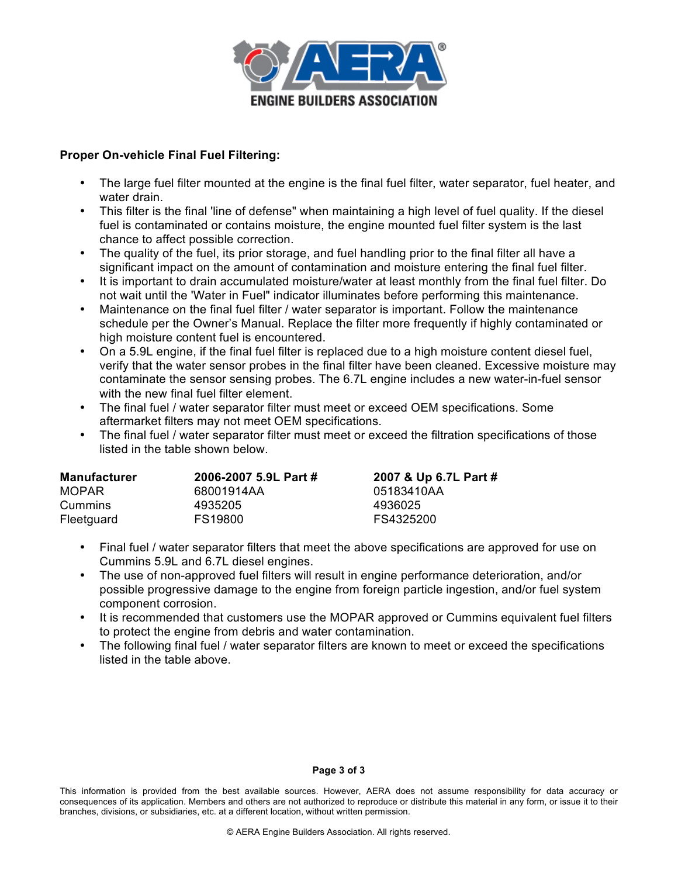**Proper On-vehicle Final Fuel Filtering:**

- The large fuel filter mounted at the engine is the final fuel filter, water separator, fuel heater, and water drain.
- This filter is the final 'line of defense" when maintaining a high level of fuel quality. If the diesel fuel is contaminated or contains moisture, the engine mounted fuel filter system is the last chance to affect possible correction.
- The quality of the fuel, its prior storage, and fuel handling prior to the final filter all have a significant impact on the amount of contamination and moisture entering the final fuel filter.
- It is important to drain accumulated moisture/water at least monthly from the final fuel filter. Do not wait until the 'Water in Fuel" indicator illuminates before performing this maintenance.
- Maintenance on the final fuel filter / water separator is important. Follow the maintenance schedule per the Owner's Manual. Replace the filter more frequently if highly contaminated or high moisture content fuel is encountered.
- On a 5.9L engine, if the final fuel filter is replaced due to a high moisture content diesel fuel, verify that the water sensor probes in the final filter have been cleaned. Excessive moisture may contaminate the sensor sensing probes. The 6.7L engine includes a new water-in-fuel sensor with the new final fuel filter element.
- The final fuel / water separator filter must meet or exceed OEM specifications. Some aftermarket filters may not meet OEM specifications.
- The final fuel / water separator filter must meet or exceed the filtration specifications of those listed in the table shown below.

| Manufacturer | 2006-2007 5.9L Part # | 2007 & Up 6.7L Part # |
|---|---|---|
| MOPAR | 68001914AA | 05183410AA |
| Cummins | 4935205 | 4936025 |
| Fleetguard | FS19800 | FS4325200 |

- Final fuel / water separator filters that meet the above specifications are approved for use on Cummins 5.9L and 6.7L diesel engines.
- The use of non-approved fuel filters will result in engine performance deterioration, and/or possible progressive damage to the engine from foreign particle ingestion, and/or fuel system component corrosion.
- It is recommended that customers use the MOPAR approved or Cummins equivalent fuel filters to protect the engine from debris and water contamination.
- The following final fuel / water separator filters are known to meet or exceed the specifications listed in the table above.

This information is provided from the best available sources. However, AERA does not assume responsibility for data accuracy or consequences of its application. Members and others are not authorized to reproduce or distribute this material in any form, or issue it to their branches, divisions, or subsidiaries, etc. at a different location, without written permission.

© AERA Engine Builders Association. All rights reserved.